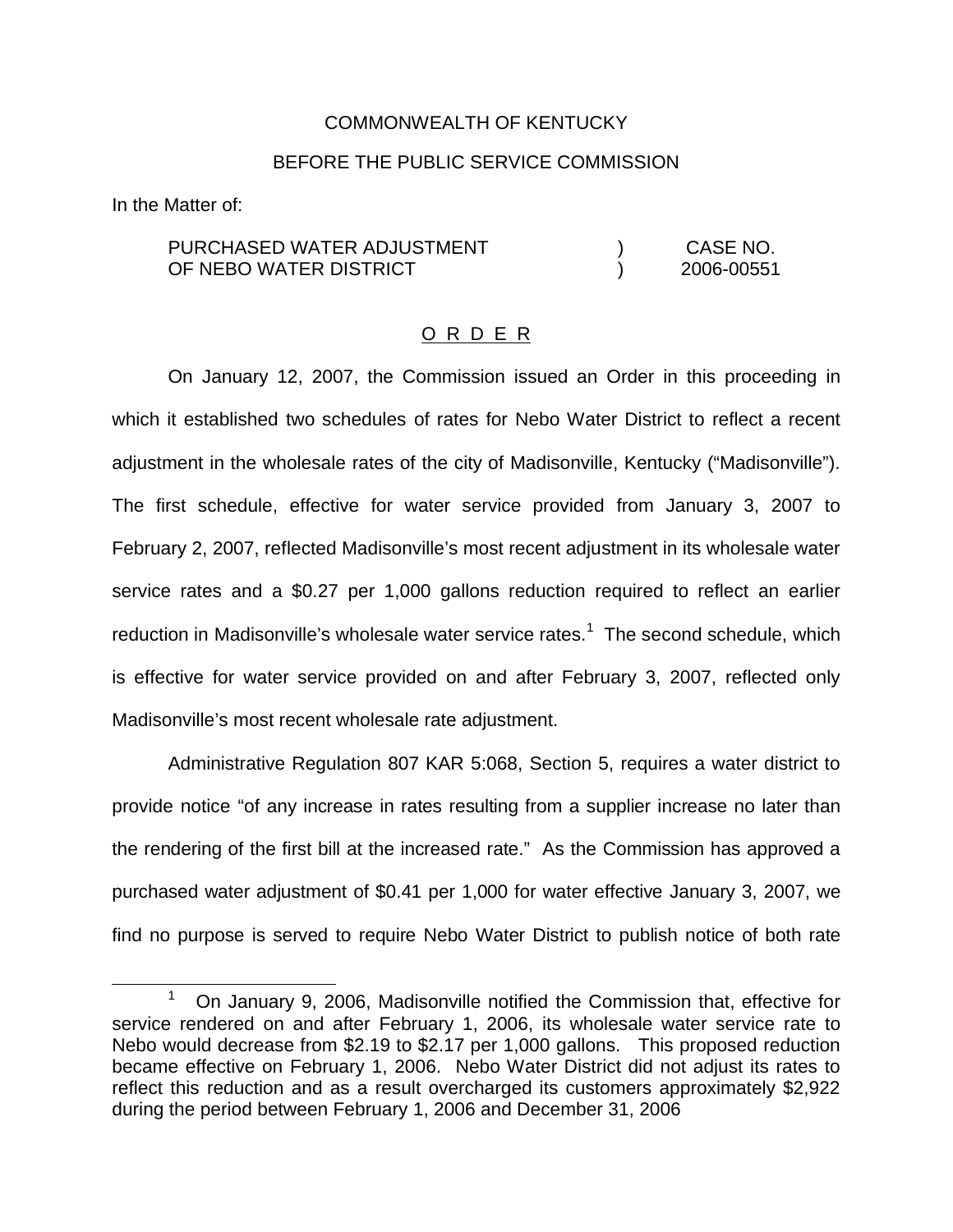COMMONWEALTH OF KENTUCKY

BEFORE THE PUBLIC SERVICE COMMISSION

In the Matter of:

| | | |
|---|---|---|
| PURCHASED WATER ADJUSTMENT OF NEBO WATER DISTRICT | ) ) | CASE NO. 2006-00551 |

O R D E R

On January 12, 2007, the Commission issued an Order in this proceeding in which it established two schedules of rates for Nebo Water District to reflect a recent adjustment in the wholesale rates of the city of Madisonville, Kentucky ("Madisonville"). The first schedule, effective for water service provided from January 3, 2007 to February 2, 2007, reflected Madisonville's most recent adjustment in its wholesale water service rates and a $0.27 per 1,000 gallons reduction required to reflect an earlier reduction in Madisonville's wholesale water service rates.[1] The second schedule, which is effective for water service provided on and after February 3, 2007, reflected only Madisonville's most recent wholesale rate adjustment.

Administrative Regulation 807 KAR 5:068, Section 5, requires a water district to provide notice "of any increase in rates resulting from a supplier increase no later than the rendering of the first bill at the increased rate." As the Commission has approved a purchased water adjustment of $0.41 per 1,000 for water effective January 3, 2007, we find no purpose is served to require Nebo Water District to publish notice of both rate

[1] On January 9, 2006, Madisonville notified the Commission that, effective for service rendered on and after February 1, 2006, its wholesale water service rate to Nebo would decrease from $2.19 to $2.17 per 1,000 gallons. This proposed reduction became effective on February 1, 2006. Nebo Water District did not adjust its rates to reflect this reduction and as a result overcharged its customers approximately $2,922 during the period between February 1, 2006 and December 31, 2006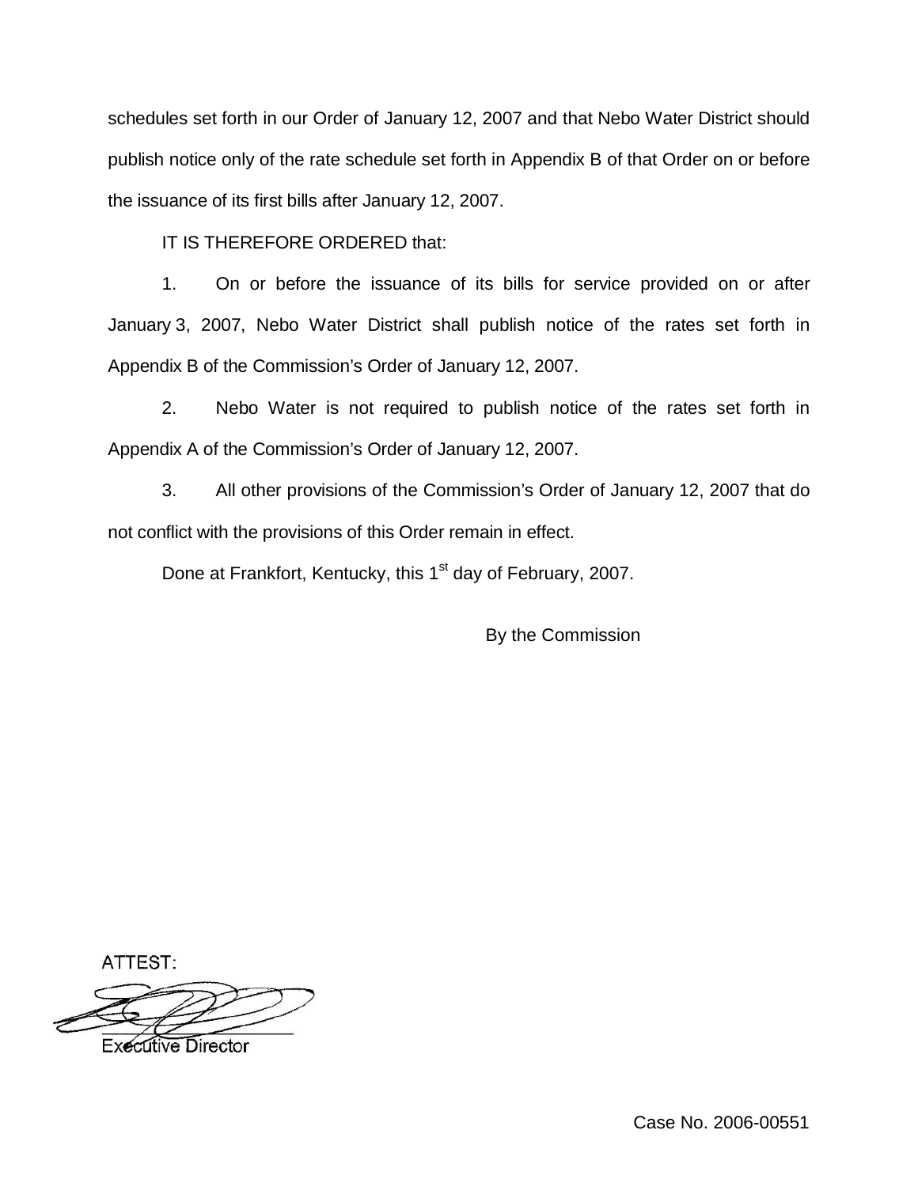schedules set forth in our Order of January 12, 2007 and that Nebo Water District should publish notice only of the rate schedule set forth in Appendix B of that Order on or before the issuance of its first bills after January 12, 2007.

IT IS THEREFORE ORDERED that:

1. On or before the issuance of its bills for service provided on or after January 3, 2007, Nebo Water District shall publish notice of the rates set forth in Appendix B of the Commission's Order of January 12, 2007.

2. Nebo Water is not required to publish notice of the rates set forth in Appendix A of the Commission's Order of January 12, 2007.

3. All other provisions of the Commission's Order of January 12, 2007 that do not conflict with the provisions of this Order remain in effect.

Done at Frankfort, Kentucky, this 1st day of February, 2007.

By the Commission

ATTEST:

Executive Director

Case No. 2006-00551